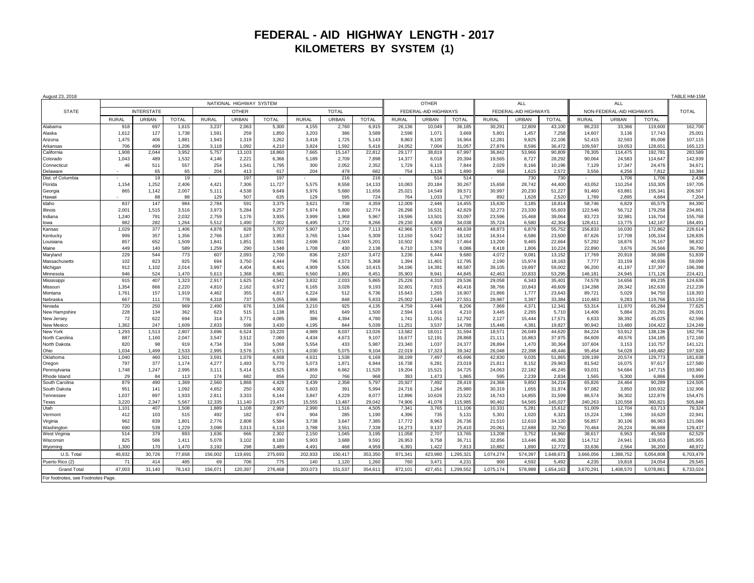# FEDERAL - AID HIGHWAY LENGTH - 2017

## KILOMETERS BY SYSTEM (1)

August 23, 2018 — TABLE HM-15M

| STATE | NATIONAL HIGHWAY SYSTEM | | | | | | | | | OTHER FEDERAL-AID HIGHWAYS | | | ALL FEDERAL-AID HIGHWAYS | | | ALL NON-FEDERAL-AID HIGHWAYS | | | TOTAL |
|---|---|---|---|---|---|---|---|---|---|---|---|---|---|---|---|---|---|---|---|
| | INTERSTATE | | | OTHER | | | TOTAL | | | | | | | | | | | | |
| | RURAL | URBAN | TOTAL | RURAL | URBAN | TOTAL | RURAL | URBAN | TOTAL | RURAL | URBAN | TOTAL | RURAL | URBAN | TOTAL | RURAL | URBAN | TOTAL | |
| Alabama | 918 | 697 | 1,615 | 3,237 | 2,063 | 5,300 | 4,155 | 2,760 | 6,915 | 26,136 | 10,049 | 36,185 | 30,291 | 12,809 | 43,100 | 86,233 | 33,366 | 119,600 | 162,700 |
| Alaska | 1,612 | 127 | 1,738 | 1,591 | 259 | 1,850 | 3,203 | 386 | 3,589 | 2,598 | 1,071 | 3,669 | 5,801 | 1,457 | 7,258 | 14,607 | 3,136 | 17,743 | 25,001 |
| Arizona | 1,475 | 406 | 1,881 | 1,943 | 1,319 | 3,262 | 3,418 | 1,725 | 5,143 | 8,863 | 8,100 | 16,964 | 12,281 | 9,825 | 22,106 | 52,415 | 32,593 | 85,008 | 107,115 |
| Arkansas | 706 | 499 | 1,206 | 3,118 | 1,092 | 4,210 | 3,824 | 1,592 | 5,416 | 24,052 | 7,004 | 31,057 | 27,876 | 8,596 | 36,472 | 109,597 | 19,053 | 128,651 | 165,123 |
| California | 1,908 | 2,044 | 3,952 | 5,757 | 13,103 | 18,860 | 7,665 | 15,147 | 22,812 | 29,177 | 38,819 | 67,997 | 36,842 | 53,966 | 90,809 | 78,305 | 114,475 | 192,781 | 283,589 |
| Colorado | 1,043 | 489 | 1,532 | 4,146 | 2,221 | 6,366 | 5,189 | 2,709 | 7,898 | 14,377 | 6,018 | 20,394 | 19,565 | 8,727 | 28,292 | 90,064 | 24,583 | 114,647 | 142,939 |
| Connecticut | 46 | 511 | 557 | 254 | 1,541 | 1,795 | 300 | 2,052 | 2,352 | 1,729 | 6,115 | 7,844 | 2,029 | 8,166 | 10,196 | 7,129 | 17,347 | 24,476 | 34,671 |
| Delaware | - | 65 | 65 | 204 | 413 | 617 | 204 | 479 | 682 | 754 | 1,136 | 1,890 | 958 | 1,615 | 2,572 | 3,556 | 4,256 | 7,812 | 10,384 |
| Dist. of Columbia | - | 19 | 19 | - | 197 | 197 | - | 216 | 216 | - | 514 | 514 | - | 730 | 730 | - | 1,706 | 1,706 | 2,436 |
| Florida | 1,154 | 1,252 | 2,406 | 4,421 | 7,306 | 11,727 | 5,575 | 8,558 | 14,133 | 10,083 | 20,184 | 30,267 | 15,658 | 28,742 | 44,400 | 43,052 | 110,254 | 153,305 | 197,705 |
| Georgia | 865 | 1,142 | 2,007 | 5,111 | 4,538 | 9,649 | 5,976 | 5,680 | 11,656 | 25,021 | 14,549 | 39,571 | 30,997 | 20,230 | 51,227 | 91,460 | 63,881 | 155,341 | 206,567 |
| Hawaii | - | 88 | 88 | 129 | 507 | 635 | 129 | 595 | 724 | 764 | 1,033 | 1,797 | 892 | 1,628 | 2,520 | 1,789 | 2,895 | 4,684 | 7,204 |
| Idaho | 837 | 147 | 984 | 2,784 | 591 | 3,375 | 3,621 | 738 | 4,359 | 12,009 | 2,446 | 14,455 | 15,630 | 3,185 | 18,814 | 58,746 | 6,829 | 65,575 | 84,390 |
| Illinois | 2,001 | 1,515 | 3,516 | 3,973 | 5,284 | 9,257 | 5,974 | 6,800 | 12,774 | 26,298 | 16,531 | 42,829 | 32,273 | 23,330 | 55,603 | 122,546 | 56,712 | 179,258 | 234,861 |
| Indiana | 1,240 | 791 | 2,032 | 2,759 | 1,176 | 3,935 | 3,999 | 1,968 | 5,967 | 19,596 | 13,501 | 33,097 | 23,596 | 15,468 | 39,064 | 83,723 | 32,981 | 116,704 | 155,768 |
| Iowa | 982 | 282 | 1,264 | 5,512 | 1,490 | 7,002 | 6,495 | 1,772 | 8,266 | 29,230 | 4,808 | 34,038 | 35,724 | 6,580 | 42,304 | 128,411 | 13,775 | 142,187 | 184,491 |
| Kansas | 1,029 | 377 | 1,406 | 4,878 | 828 | 5,707 | 5,907 | 1,206 | 7,113 | 42,966 | 5,673 | 48,639 | 48,873 | 6,879 | 55,752 | 156,833 | 16,030 | 172,862 | 228,614 |
| Kentucky | 999 | 357 | 1,356 | 2,766 | 1,187 | 3,953 | 3,765 | 1,544 | 5,309 | 13,150 | 5,042 | 18,192 | 16,914 | 6,586 | 23,500 | 87,626 | 17,708 | 105,334 | 128,835 |
| Louisiana | 857 | 652 | 1,509 | 1,841 | 1,851 | 3,691 | 2,698 | 2,503 | 5,201 | 10,502 | 6,962 | 17,464 | 13,200 | 9,465 | 22,664 | 57,292 | 18,876 | 76,167 | 98,832 |
| Maine | 449 | 140 | 589 | 1,259 | 290 | 1,548 | 1,708 | 430 | 2,138 | 6,710 | 1,376 | 8,086 | 8,418 | 1,806 | 10,224 | 22,890 | 3,676 | 26,566 | 36,790 |
| Maryland | 229 | 544 | 773 | 607 | 2,093 | 2,700 | 836 | 2,637 | 3,472 | 3,236 | 6,444 | 9,680 | 4,072 | 9,081 | 13,152 | 17,769 | 20,918 | 38,686 | 51,839 |
| Massachusetts | 102 | 823 | 925 | 694 | 3,750 | 4,444 | 796 | 4,573 | 5,368 | 1,394 | 11,401 | 12,795 | 2,190 | 15,974 | 18,163 | 7,777 | 33,159 | 40,936 | 59,099 |
| Michigan | 912 | 1,102 | 2,014 | 3,997 | 4,404 | 8,401 | 4,909 | 5,506 | 10,415 | 34,196 | 14,391 | 48,587 | 39,105 | 19,897 | 59,002 | 96,200 | 41,197 | 137,397 | 196,398 |
| Minnesota | 946 | 524 | 1,470 | 5,613 | 1,368 | 6,981 | 6,560 | 1,891 | 8,451 | 35,903 | 8,941 | 44,845 | 42,463 | 10,833 | 53,295 | 146,181 | 24,945 | 171,126 | 224,421 |
| Mississippi | 915 | 407 | 1,323 | 2,917 | 1,625 | 4,542 | 3,832 | 2,033 | 5,865 | 25,226 | 4,310 | 29,536 | 29,058 | 6,343 | 35,401 | 74,578 | 14,656 | 89,235 | 124,636 |
| Missouri | 1,354 | 866 | 2,220 | 4,810 | 2,162 | 6,972 | 6,165 | 3,028 | 9,193 | 32,601 | 7,815 | 40,416 | 38,766 | 10,843 | 49,609 | 134,288 | 28,342 | 162,630 | 212,239 |
| Montana | 1,761 | 157 | 1,919 | 4,462 | 355 | 4,817 | 6,224 | 512 | 6,736 | 15,643 | 1,265 | 16,907 | 21,866 | 1,777 | 23,643 | 89,721 | 5,029 | 94,750 | 118,393 |
| Nebraska | 667 | 111 | 778 | 4,318 | 737 | 5,055 | 4,986 | 848 | 5,833 | 25,002 | 2,549 | 27,551 | 29,987 | 3,397 | 33,384 | 110,483 | 9,283 | 119,766 | 153,150 |
| Nevada | 720 | 250 | 969 | 2,490 | 676 | 3,166 | 3,210 | 925 | 4,135 | 4,759 | 3,446 | 8,206 | 7,969 | 4,371 | 12,341 | 53,314 | 11,970 | 65,284 | 77,625 |
| New Hampshire | 228 | 134 | 362 | 623 | 515 | 1,138 | 851 | 649 | 1,500 | 2,594 | 1,616 | 4,210 | 3,445 | 2,265 | 5,710 | 14,406 | 5,884 | 20,291 | 26,001 |
| New Jersey | 72 | 622 | 694 | 314 | 3,771 | 4,085 | 386 | 4,394 | 4,780 | 1,741 | 11,051 | 12,792 | 2,127 | 15,444 | 17,571 | 6,633 | 38,392 | 45,025 | 62,596 |
| New Mexico | 1,362 | 247 | 1,609 | 2,833 | 598 | 3,430 | 4,195 | 844 | 5,039 | 11,251 | 3,537 | 14,788 | 15,446 | 4,381 | 19,827 | 90,942 | 13,480 | 104,422 | 124,249 |
| New York | 1,293 | 1,513 | 2,807 | 3,696 | 6,524 | 10,220 | 4,989 | 8,037 | 13,026 | 13,582 | 18,011 | 31,594 | 18,571 | 26,049 | 44,620 | 84,224 | 53,912 | 138,136 | 182,756 |
| North Carolina | 887 | 1,160 | 2,047 | 3,547 | 3,512 | 7,060 | 4,434 | 4,673 | 9,107 | 16,677 | 12,191 | 28,868 | 21,111 | 16,863 | 37,975 | 84,609 | 49,576 | 134,185 | 172,160 |
| North Dakota | 820 | 98 | 919 | 4,734 | 334 | 5,068 | 5,554 | 433 | 5,987 | 23,340 | 1,037 | 24,377 | 28,894 | 1,470 | 30,364 | 107,604 | 3,153 | 110,757 | 141,121 |
| Ohio | 1,034 | 1,499 | 2,533 | 2,995 | 3,576 | 6,571 | 4,030 | 5,075 | 9,104 | 22,019 | 17,323 | 39,342 | 26,048 | 22,398 | 48,446 | 95,454 | 54,028 | 149,482 | 197,928 |
| Oklahoma | 1,040 | 460 | 1,501 | 3,591 | 1,078 | 4,668 | 4,631 | 1,538 | 6,169 | 38,199 | 7,497 | 45,696 | 42,830 | 9,035 | 51,865 | 109,199 | 20,574 | 129,773 | 181,638 |
| Oregon | 797 | 377 | 1,174 | 4,277 | 1,493 | 5,770 | 5,073 | 1,871 | 6,944 | 16,738 | 6,281 | 23,019 | 21,811 | 8,152 | 29,963 | 81,542 | 16,075 | 97,617 | 127,580 |
| Pennsylvania | 1,748 | 1,247 | 2,995 | 3,111 | 5,414 | 8,525 | 4,859 | 6,662 | 11,520 | 19,204 | 15,521 | 34,725 | 24,063 | 22,182 | 46,245 | 93,031 | 54,684 | 147,715 | 193,960 |
| Rhode Island | 29 | 84 | 113 | 174 | 682 | 856 | 202 | 766 | 968 | 393 | 1,473 | 1,865 | 595 | 2,239 | 2,834 | 1,565 | 5,300 | 6,866 | 9,699 |
| South Carolina | 879 | 490 | 1,369 | 2,560 | 1,868 | 4,428 | 3,439 | 2,358 | 5,797 | 20,927 | 7,492 | 28,419 | 24,366 | 9,850 | 34,216 | 65,826 | 24,464 | 90,289 | 124,505 |
| South Dakota | 951 | 141 | 1,092 | 4,652 | 250 | 4,902 | 5,603 | 391 | 5,994 | 24,716 | 1,264 | 25,980 | 30,319 | 1,655 | 31,974 | 97,082 | 3,850 | 100,932 | 132,906 |
| Tennessee | 1,037 | 897 | 1,933 | 2,811 | 3,333 | 6,144 | 3,847 | 4,229 | 8,077 | 12,896 | 10,626 | 23,522 | 16,743 | 14,855 | 31,599 | 86,574 | 36,302 | 122,876 | 154,475 |
| Texas | 3,220 | 2,347 | 5,567 | 12,335 | 11,140 | 23,475 | 15,555 | 13,487 | 29,042 | 74,906 | 41,078 | 115,985 | 90,462 | 54,565 | 145,027 | 240,263 | 120,558 | 360,821 | 505,848 |
| Utah | 1,101 | 407 | 1,508 | 1,889 | 1,108 | 2,997 | 2,990 | 1,516 | 4,505 | 7,341 | 3,765 | 11,106 | 10,331 | 5,281 | 15,612 | 51,009 | 12,704 | 63,713 | 79,324 |
| Vermont | 412 | 103 | 515 | 492 | 182 | 674 | 904 | 285 | 1,190 | 4,396 | 735 | 5,131 | 5,301 | 1,020 | 6,321 | 15,224 | 1,396 | 16,620 | 22,941 |
| Virginia | 962 | 839 | 1,801 | 2,776 | 2,808 | 5,584 | 3,738 | 3,647 | 7,385 | 17,772 | 8,963 | 26,736 | 21,510 | 12,610 | 34,120 | 56,857 | 30,106 | 86,963 | 121,084 |
| Washington | 690 | 539 | 1,229 | 3,098 | 3,013 | 6,110 | 3,788 | 3,551 | 7,339 | 16,273 | 9,137 | 25,410 | 20,061 | 12,688 | 32,750 | 70,464 | 26,224 | 96,688 | 129,437 |
| West Virginia | 514 | 379 | 893 | 1,636 | 666 | 2,302 | 2,150 | 1,045 | 3,195 | 11,058 | 2,707 | 13,765 | 13,208 | 3,752 | 16,960 | 38,617 | 6,953 | 45,569 | 62,529 |
| Wisconsin | 825 | 586 | 1,411 | 5,078 | 3,102 | 8,180 | 5,903 | 3,688 | 9,591 | 26,953 | 9,758 | 36,711 | 32,856 | 13,446 | 46,302 | 114,712 | 24,941 | 139,653 | 185,955 |
| Wyoming | 1,300 | 170 | 1,470 | 3,192 | 298 | 3,489 | 4,491 | 468 | 4,959 | 6,391 | 1,422 | 7,813 | 10,882 | 1,890 | 12,772 | 33,636 | 2,564 | 36,200 | 48,972 |
| U.S. Total | 46,932 | 30,726 | 77,658 | 156,002 | 119,691 | 275,693 | 202,933 | 150,417 | 353,350 | 871,341 | 423,980 | 1,295,321 | 1,074,274 | 574,397 | 1,648,671 | 3,666,056 | 1,388,752 | 5,054,808 | 6,703,479 |
| Puerto Rico (2) | 71 | 414 | 485 | 69 | 706 | 775 | 140 | 1,120 | 1,260 | 760 | 3,471 | 4,231 | 900 | 4,592 | 5,492 | 4,235 | 19,818 | 24,054 | 29,545 |
| Grand Total | 47,003 | 31,140 | 78,143 | 156,071 | 120,397 | 276,468 | 203,073 | 151,537 | 354,611 | 872,101 | 427,451 | 1,299,552 | 1,075,174 | 578,988 | 1,654,163 | 3,670,291 | 1,408,570 | 5,078,861 | 6,733,024 |

For footnotes, see Footnotes Page.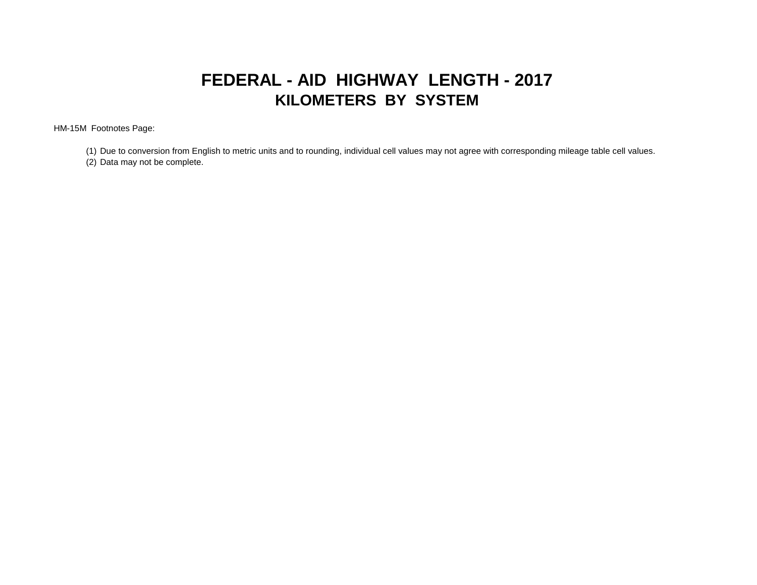# FEDERAL - AID HIGHWAY LENGTH - 2017
## KILOMETERS BY SYSTEM

HM-15M Footnotes Page:

(1) Due to conversion from English to metric units and to rounding, individual cell values may not agree with corresponding mileage table cell values.
(2) Data may not be complete.